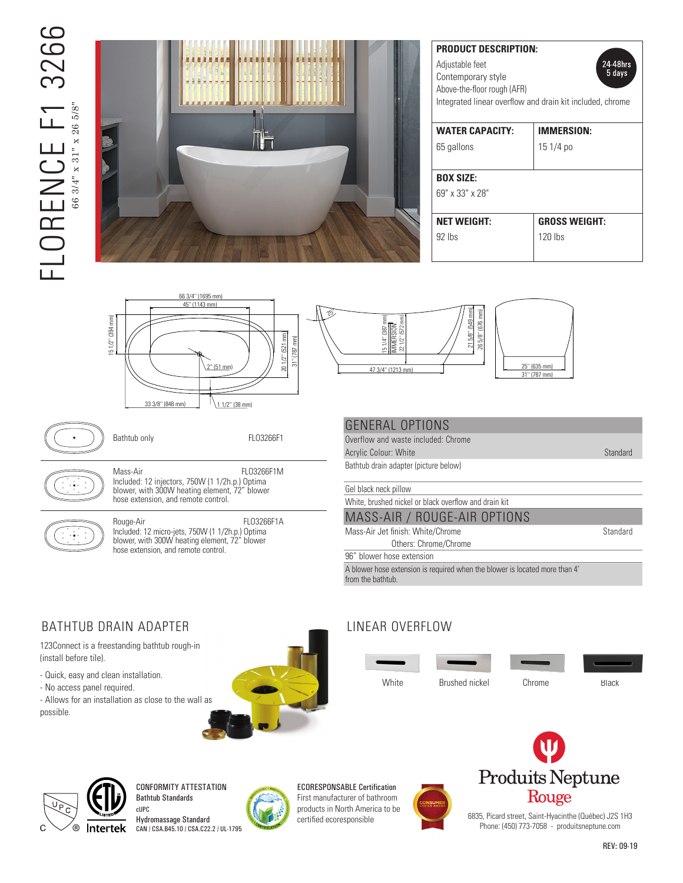# FLORENCE F1 3266

66 3/4" x 31" x 26 5/8"

**PRODUCT DESCRIPTION:**

24-48hrs
5 days

Adjustable feet
Contemporary style
Above-the-floor rough (AFR)
Integrated linear overflow and drain kit included, chrome

| **WATER CAPACITY:** | **IMMERSION:** |
|---|---|
| 65 gallons | 15 1/4 po |

**BOX SIZE:**
69" x 33" x 28"

| **NET WEIGHT:** | **GROSS WEIGHT:** |
|---|---|
| 92 lbs | 120 lbs |

66 3/4" (1695 mm)
45" (1143 mm)
15 1/2" (394 mm)
2" (51 mm)
20 1/2" (521 mm)
31" (787 mm)
33 3/8" (848 mm)
1 1/2" (38 mm)
15 1/4" (387 mm) IMMERSION
22 1/2" (572 mm)
21 5/8" (549 mm)
26 5/8" (676 mm)
47 3/4" (1213 mm)
25" (635 mm)
31" (787 mm)

| | | |
|---|---|---|
| Bathtub only | | FLO3266F1 |
| Mass-Air<br>Included: 12 injectors, 750W (1 1/2h.p.) Optima blower, with 300W heating element, 72" blower hose extension, and remote control. | | FLO3266F1M |
| Rouge-Air<br>Included: 12 micro-jets, 750W (1 1/2h.p.) Optima blower, with 300W heating element, 72" blower hose extension, and remote control. | | FLO3266F1A |

## GENERAL OPTIONS

| | |
|---|---|
| Overflow and waste included: Chrome | |
| Acrylic Colour: White | Standard |
| Bathtub drain adapter (picture below) | |
| Gel black neck pillow | |
| White, brushed nickel or black overflow and drain kit | |

## MASS-AIR / ROUGE-AIR OPTIONS

| | |
|---|---|
| Mass-Air Jet finish: White/Chrome | Standard |
| Others: Chrome/Chrome | |
| 96" blower hose extension | |
| A blower hose extension is required when the blower is located more than 4' from the bathtub. | |

## BATHTUB DRAIN ADAPTER

123Connect is a freestanding bathtub rough-in (install before tile).

- Quick, easy and clean installation.
- No access panel required.
- Allows for an installation as close to the wall as possible.

## LINEAR OVERFLOW

White | Brushed nickel | Chrome | Black

**CONFORMITY ATTESTATION**
Bathtub Standards
cUPC
Hydromassage Standard
CAN / CSA.B45.10 / CSA.C22.2 / UL-1795

**ECORESPONSABLE Certification**
First manufacturer of bathroom products in North America to be certified ecoresponsible

Produits Neptune Rouge
6835, Picard street, Saint-Hyacinthe (Québec) J2S 1H3
Phone: (450) 773-7058 - produitsneptune.com

REV: 09-19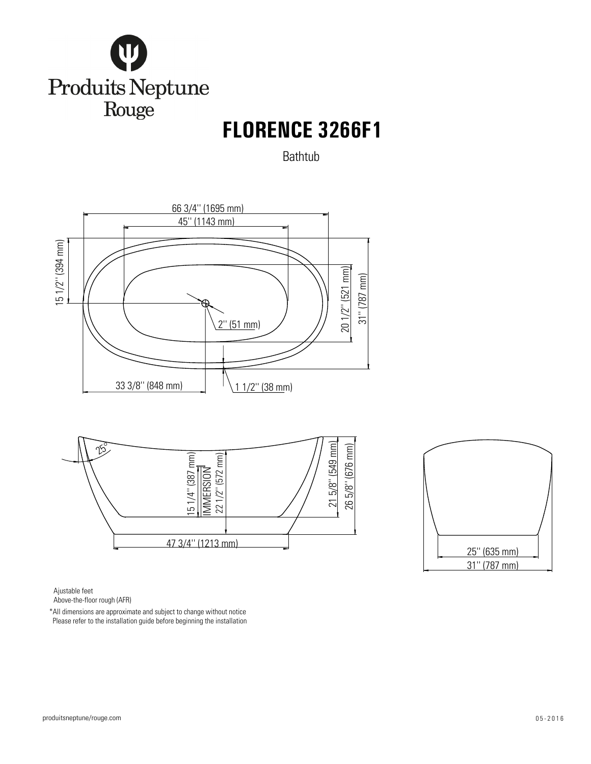Produits Neptune
Rouge

# FLORENCE 3266F1

Bathtub

66 3/4'' (1695 mm)
45'' (1143 mm)
15 1/2'' (394 mm)
20 1/2'' (521 mm)
31'' (787 mm)
2'' (51 mm)
33 3/8'' (848 mm)
1 1/2'' (38 mm)

25°
15 1/4'' (387 mm)
IMMERSION
22 1/2'' (572 mm)
21 5/8'' (549 mm)
26 5/8'' (676 mm)
47 3/4'' (1213 mm)

25'' (635 mm)
31'' (787 mm)

Ajustable feet
Above-the-floor rough (AFR)

*All dimensions are approximate and subject to change without notice
Please refer to the installation guide before beginning the installation

produitsneptune/rouge.com

05-2016